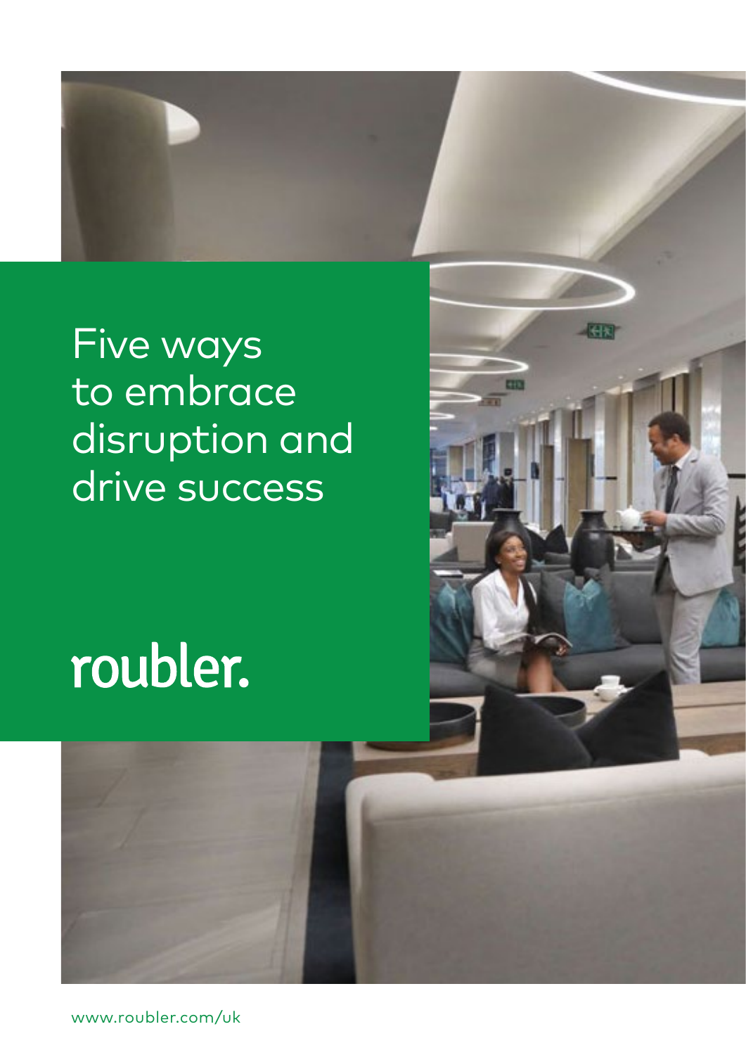# Five ways to embrace disruption and drive success

roubler.

www.roubler.com/uk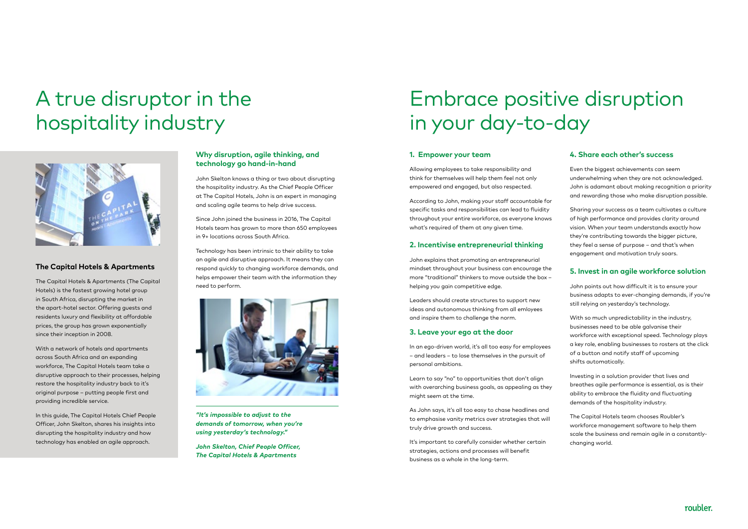# A true disruptor in the hospitality industry

### The Capital Hotels & Apartments

The Capital Hotels & Apartments (The Capital Hotels) is the fastest growing hotel group in South Africa, disrupting the market in the apart-hotel sector. Offering guests and residents luxury and flexibility at affordable prices, the group has grown exponentially since their inception in 2008.

With a network of hotels and apartments across South Africa and an expanding workforce, The Capital Hotels team take a disruptive approach to their processes, helping restore the hospitality industry back to it's original purpose – putting people first and providing incredible service.

In this guide, The Capital Hotels Chief People Officer, John Skelton, shares his insights into disrupting the hospitality industry and how technology has enabled an agile approach.

### Why disruption, agile thinking, and technology go hand-in-hand

John Skelton knows a thing or two about disrupting the hospitality industry. As the Chief People Officer at The Capital Hotels, John is an expert in managing and scaling agile teams to help drive success.

Since John joined the business in 2016, The Capital Hotels team has grown to more than 650 employees in 9+ locations across South Africa.

Technology has been intrinsic to their ability to take an agile and disruptive approach. It means they can respond quickly to changing workforce demands, and helps empower their team with the information they need to perform.

***"It's impossible to adjust to the demands of tomorrow, when you're using yesterday's technology."***

***John Skelton, Chief People Officer, The Capital Hotels & Apartments***

# Embrace positive disruption in your day-to-day

### 1. Empower your team

Allowing employees to take responsibility and think for themselves will help them feel not only empowered and engaged, but also respected.

According to John, making your staff accountable for specific tasks and responsibilities can lead to fluidity throughout your entire workforce, as everyone knows what's required of them at any given time.

### 2. Incentivise entrepreneurial thinking

John explains that promoting an entrepreneurial mindset throughout your business can encourage the more "traditional" thinkers to move outside the box – helping you gain competitive edge.

Leaders should create structures to support new ideas and autonomous thinking from all emloyees and inspire them to challenge the norm.

### 3. Leave your ego at the door

In an ego-driven world, it's all too easy for employees – and leaders – to lose themselves in the pursuit of personal ambitions.

Learn to say "no" to opportunities that don't align with overarching business goals, as appealing as they might seem at the time.

As John says, it's all too easy to chase headlines and to emphasise vanity metrics over strategies that will truly drive growth and success.

It's important to carefully consider whether certain strategies, actions and processes will benefit business as a whole in the long-term.

### 4. Share each other's success

Even the biggest achievements can seem underwhelming when they are not acknowledged. John is adamant about making recognition a priority and rewarding those who make disruption possible.

Sharing your success as a team cultivates a culture of high performance and provides clarity around vision. When your team understands exactly how they're contributing towards the bigger picture, they feel a sense of purpose – and that's when engagement and motivation truly soars.

### 5. Invest in an agile workforce solution

John points out how difficult it is to ensure your business adapts to ever-changing demands, if you're still relying on yesterday's technology.

With so much unpredictability in the industry, businesses need to be able galvanise their workforce with exceptional speed. Technology plays a key role, enabling businesses to rosters at the click of a button and notify staff of upcoming shifts automatically.

Investing in a solution provider that lives and breathes agile performance is essential, as is their ability to embrace the fluidity and fluctuating demands of the hospitality industry.

The Capital Hotels team chooses Roubler's workforce management software to help them scale the business and remain agile in a constantly-changing world.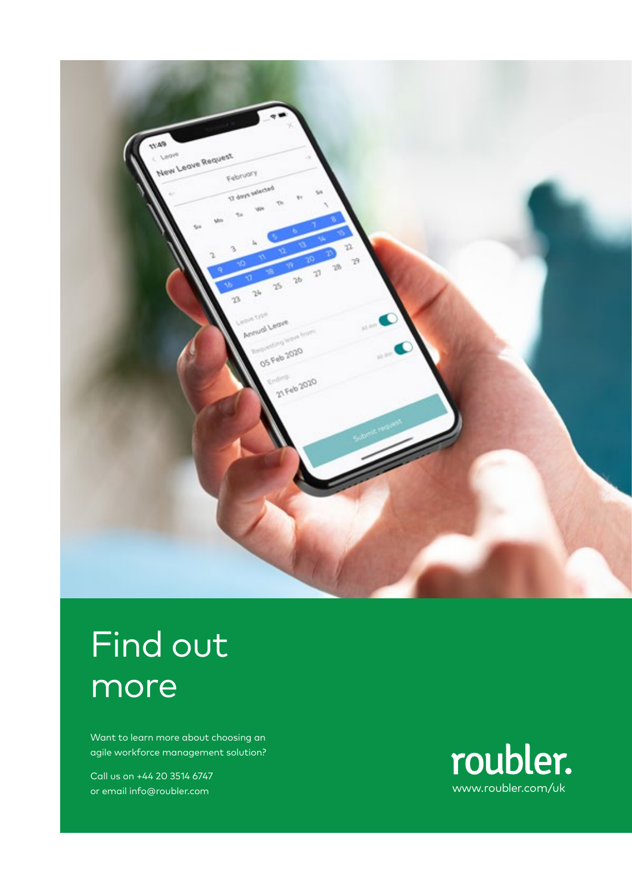# Find out more

Want to learn more about choosing an agile workforce management solution?

Call us on +44 20 3514 6747
or email info@roubler.com

roubler.

www.roubler.com/uk